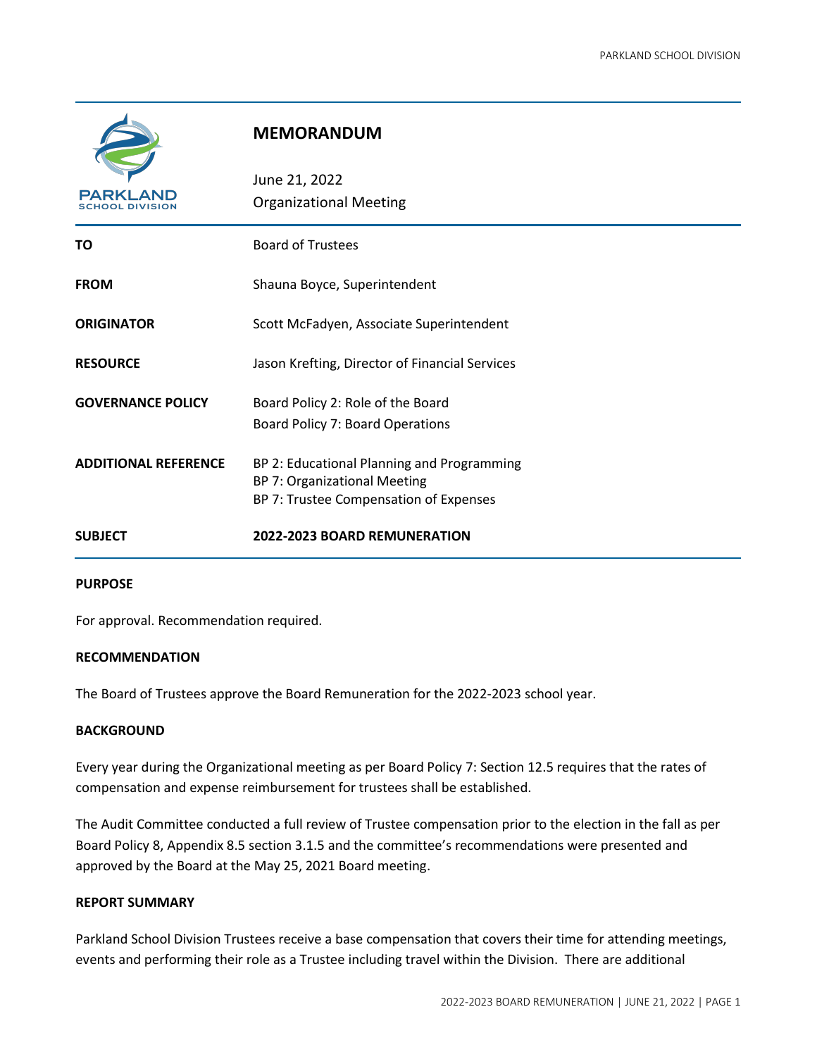# MEMORANDUM

June 21, 2022
Organizational Meeting

| | |
|---|---|
| **TO** | Board of Trustees |
| **FROM** | Shauna Boyce, Superintendent |
| **ORIGINATOR** | Scott McFadyen, Associate Superintendent |
| **RESOURCE** | Jason Krefting, Director of Financial Services |
| **GOVERNANCE POLICY** | Board Policy 2: Role of the Board<br>Board Policy 7: Board Operations |
| **ADDITIONAL REFERENCE** | BP 2: Educational Planning and Programming<br>BP 7: Organizational Meeting<br>BP 7: Trustee Compensation of Expenses |
| **SUBJECT** | **2022-2023 BOARD REMUNERATION** |

**PURPOSE**

For approval. Recommendation required.

**RECOMMENDATION**

The Board of Trustees approve the Board Remuneration for the 2022-2023 school year.

**BACKGROUND**

Every year during the Organizational meeting as per Board Policy 7: Section 12.5 requires that the rates of compensation and expense reimbursement for trustees shall be established.

The Audit Committee conducted a full review of Trustee compensation prior to the election in the fall as per Board Policy 8, Appendix 8.5 section 3.1.5 and the committee's recommendations were presented and approved by the Board at the May 25, 2021 Board meeting.

**REPORT SUMMARY**

Parkland School Division Trustees receive a base compensation that covers their time for attending meetings, events and performing their role as a Trustee including travel within the Division. There are additional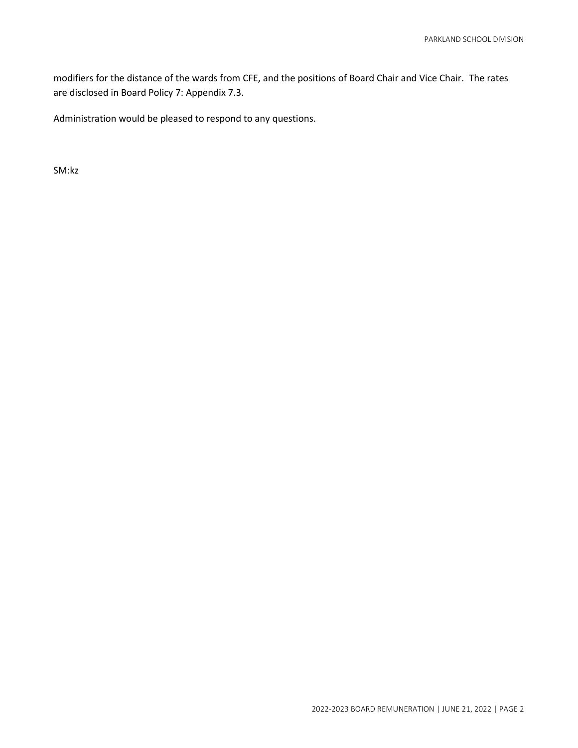modifiers for the distance of the wards from CFE, and the positions of Board Chair and Vice Chair. The rates are disclosed in Board Policy 7: Appendix 7.3.

Administration would be pleased to respond to any questions.

SM:kz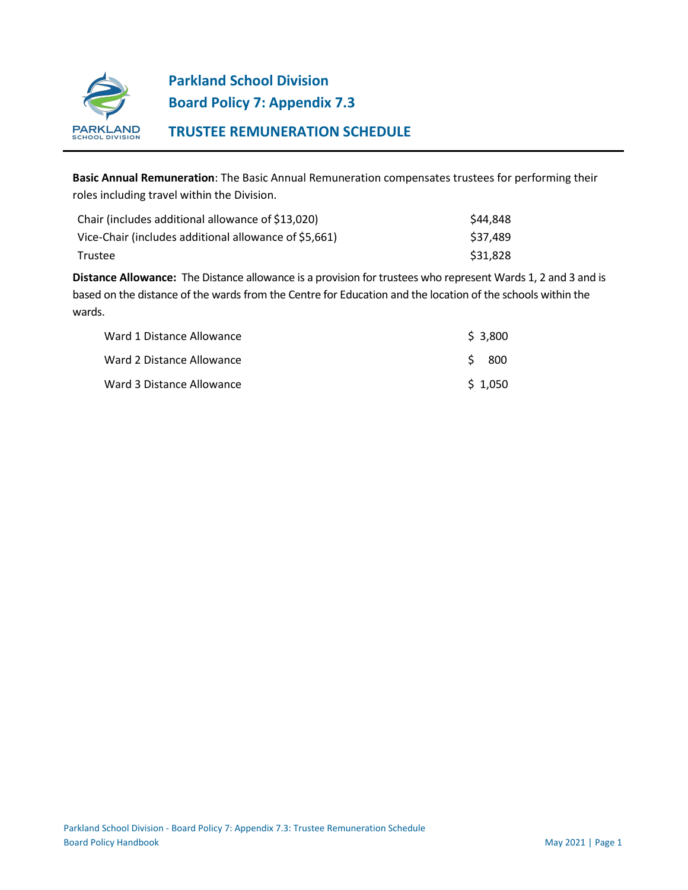# Parkland School Division

## Board Policy 7: Appendix 7.3

## TRUSTEE REMUNERATION SCHEDULE

**Basic Annual Remuneration**: The Basic Annual Remuneration compensates trustees for performing their roles including travel within the Division.

| | |
|---|---|
| Chair (includes additional allowance of $13,020) | $44,848 |
| Vice-Chair (includes additional allowance of $5,661) | $37,489 |
| Trustee | $31,828 |

**Distance Allowance:** The Distance allowance is a provision for trustees who represent Wards 1, 2 and 3 and is based on the distance of the wards from the Centre for Education and the location of the schools within the wards.

| | |
|---|---|
| Ward 1 Distance Allowance | $ 3,800 |
| Ward 2 Distance Allowance | $ 800 |
| Ward 3 Distance Allowance | $ 1,050 |